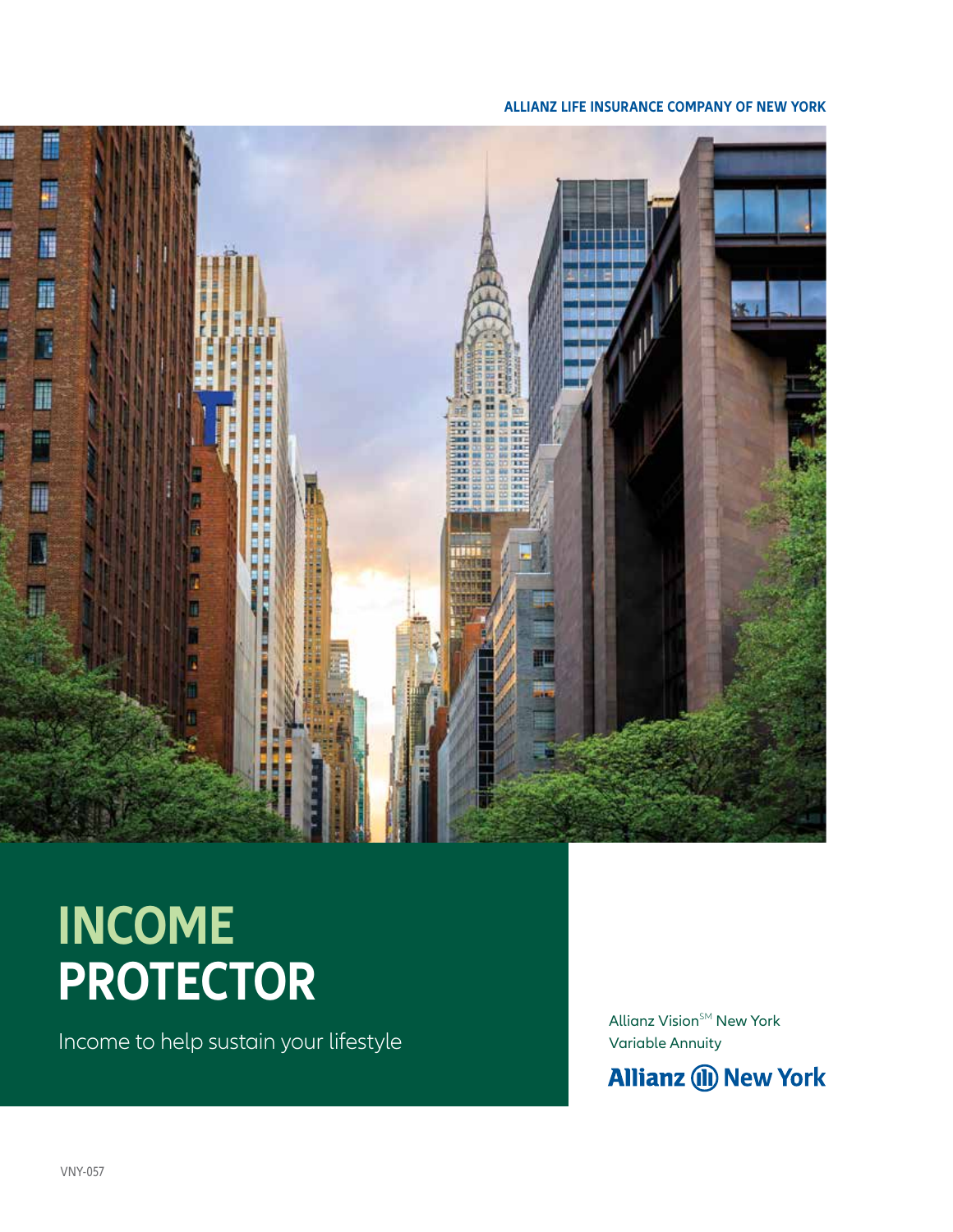**ALLIANZ LIFE INSURANCE COMPANY OF NEW YORK**

# INCOME PROTECTOR

Income to help sustain your lifestyle

Allianz Vision[SM] New York Variable Annuity

Allianz New York

VNY-057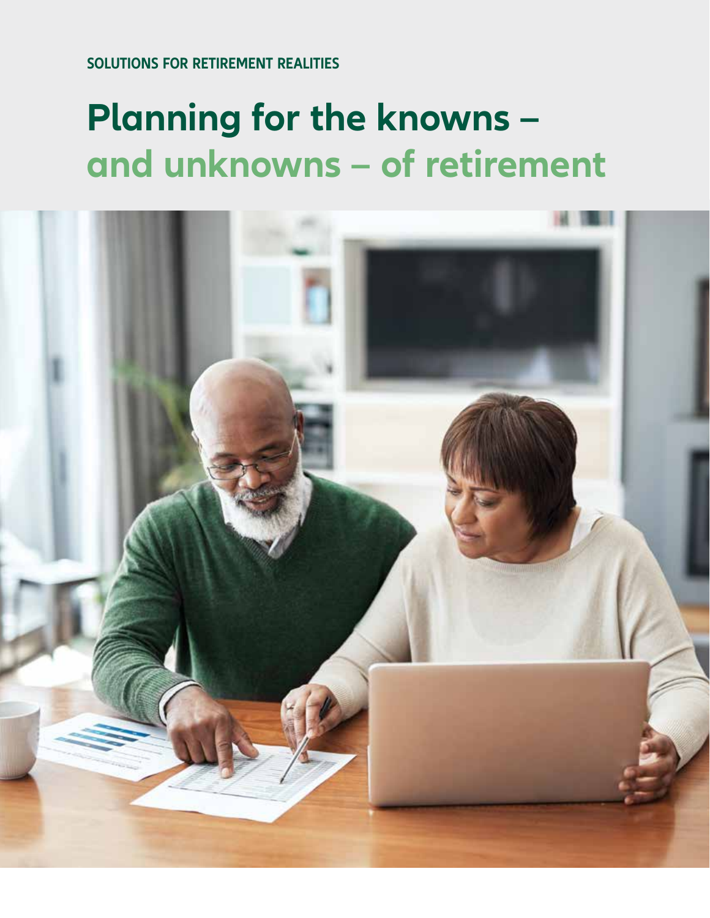SOLUTIONS FOR RETIREMENT REALITIES

# Planning for the knowns – and unknowns – of retirement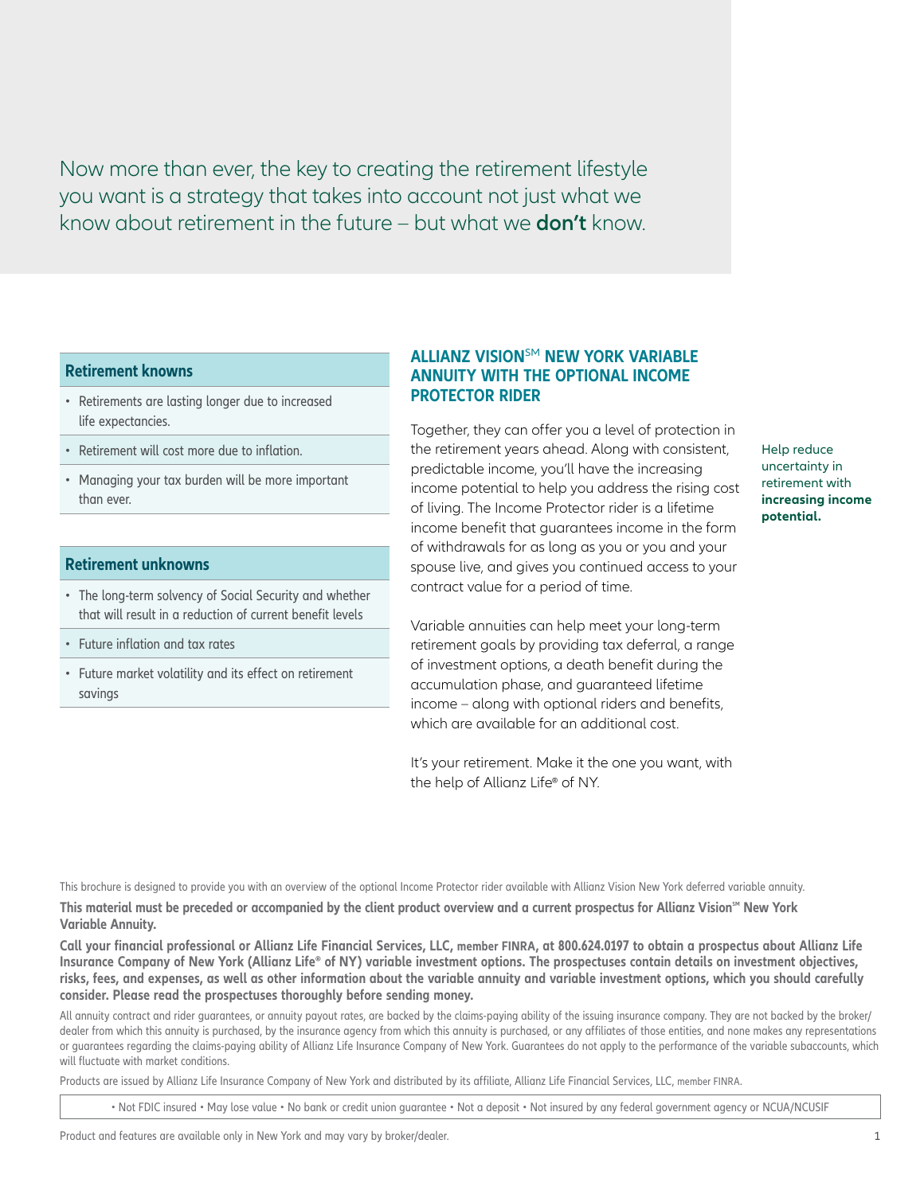Now more than ever, the key to creating the retirement lifestyle you want is a strategy that takes into account not just what we know about retirement in the future – but what we **don't** know.

### Retirement knowns

- Retirements are lasting longer due to increased life expectancies.
- Retirement will cost more due to inflation.
- Managing your tax burden will be more important than ever.

### Retirement unknowns

- The long-term solvency of Social Security and whether that will result in a reduction of current benefit levels
- Future inflation and tax rates
- Future market volatility and its effect on retirement savings

## ALLIANZ VISION℠ NEW YORK VARIABLE ANNUITY WITH THE OPTIONAL INCOME PROTECTOR RIDER

Together, they can offer you a level of protection in the retirement years ahead. Along with consistent, predictable income, you'll have the increasing income potential to help you address the rising cost of living. The Income Protector rider is a lifetime income benefit that guarantees income in the form of withdrawals for as long as you or you and your spouse live, and gives you continued access to your contract value for a period of time.

Help reduce uncertainty in retirement with **increasing income potential.**

Variable annuities can help meet your long-term retirement goals by providing tax deferral, a range of investment options, a death benefit during the accumulation phase, and guaranteed lifetime income – along with optional riders and benefits, which are available for an additional cost.

It's your retirement. Make it the one you want, with the help of Allianz Life® of NY.

This brochure is designed to provide you with an overview of the optional Income Protector rider available with Allianz Vision New York deferred variable annuity.

**This material must be preceded or accompanied by the client product overview and a current prospectus for Allianz Vision℠ New York Variable Annuity.**

**Call your financial professional or Allianz Life Financial Services, LLC, member FINRA, at 800.624.0197 to obtain a prospectus about Allianz Life Insurance Company of New York (Allianz Life® of NY) variable investment options. The prospectuses contain details on investment objectives, risks, fees, and expenses, as well as other information about the variable annuity and variable investment options, which you should carefully consider. Please read the prospectuses thoroughly before sending money.**

All annuity contract and rider guarantees, or annuity payout rates, are backed by the claims-paying ability of the issuing insurance company. They are not backed by the broker/dealer from which this annuity is purchased, by the insurance agency from which this annuity is purchased, or any affiliates of those entities, and none makes any representations or guarantees regarding the claims-paying ability of Allianz Life Insurance Company of New York. Guarantees do not apply to the performance of the variable subaccounts, which will fluctuate with market conditions.

Products are issued by Allianz Life Insurance Company of New York and distributed by its affiliate, Allianz Life Financial Services, LLC, member FINRA.

• Not FDIC insured • May lose value • No bank or credit union guarantee • Not a deposit • Not insured by any federal government agency or NCUA/NCUSIF

Product and features are available only in New York and may vary by broker/dealer.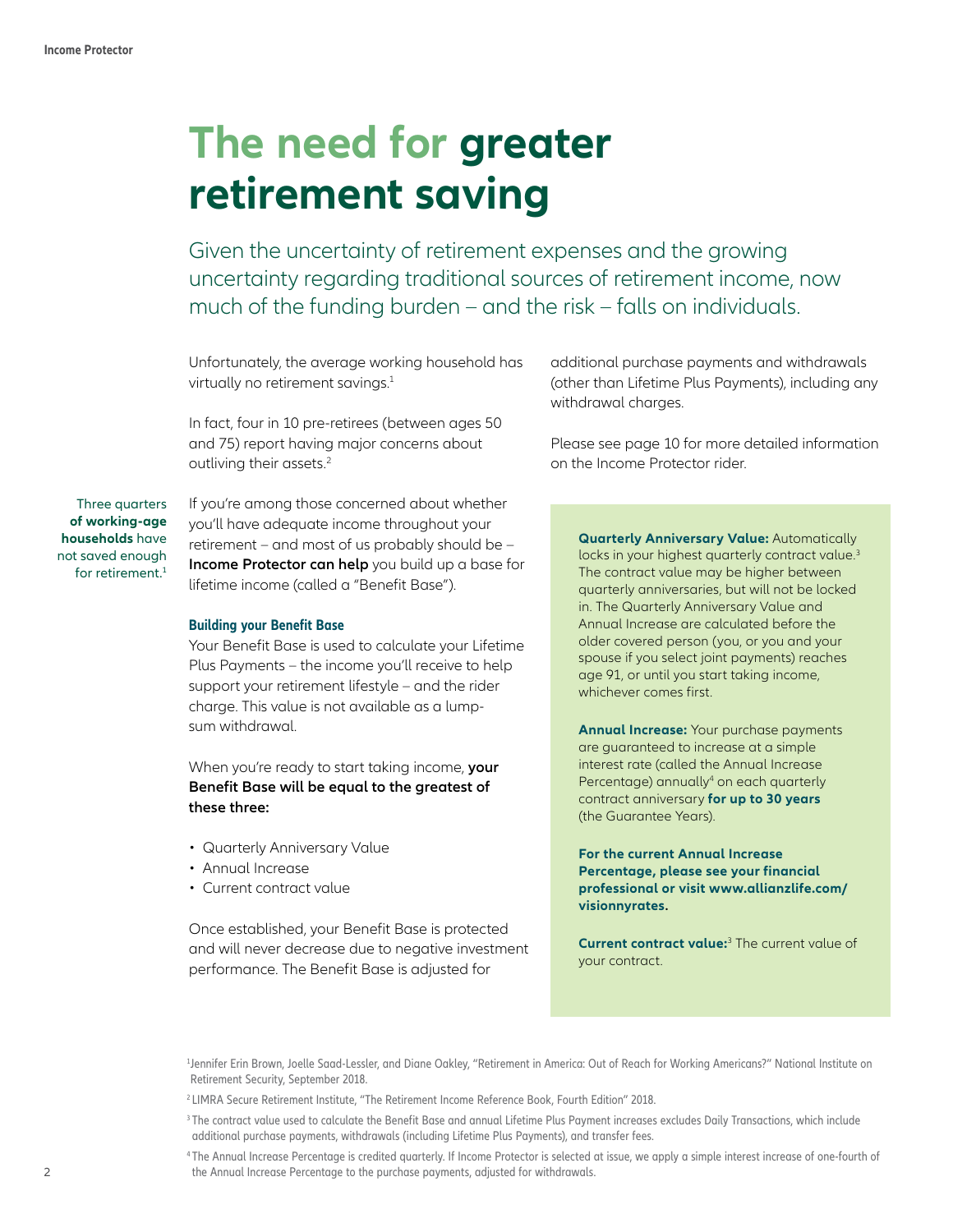# The need for greater retirement saving

Given the uncertainty of retirement expenses and the growing uncertainty regarding traditional sources of retirement income, now much of the funding burden – and the risk – falls on individuals.

Unfortunately, the average working household has virtually no retirement savings.[1]

In fact, four in 10 pre-retirees (between ages 50 and 75) report having major concerns about outliving their assets.[2]

Three quarters **of working-age households** have not saved enough for retirement.[1]

If you're among those concerned about whether you'll have adequate income throughout your retirement – and most of us probably should be – **Income Protector can help** you build up a base for lifetime income (called a "Benefit Base").

### Building your Benefit Base

Your Benefit Base is used to calculate your Lifetime Plus Payments – the income you'll receive to help support your retirement lifestyle – and the rider charge. This value is not available as a lump-sum withdrawal.

When you're ready to start taking income, **your Benefit Base will be equal to the greatest of these three:**

- Quarterly Anniversary Value
- Annual Increase
- Current contract value

Once established, your Benefit Base is protected and will never decrease due to negative investment performance. The Benefit Base is adjusted for additional purchase payments and withdrawals (other than Lifetime Plus Payments), including any withdrawal charges.

Please see page 10 for more detailed information on the Income Protector rider.

**Quarterly Anniversary Value:** Automatically locks in your highest quarterly contract value.[3] The contract value may be higher between quarterly anniversaries, but will not be locked in. The Quarterly Anniversary Value and Annual Increase are calculated before the older covered person (you, or you and your spouse if you select joint payments) reaches age 91, or until you start taking income, whichever comes first.

**Annual Increase:** Your purchase payments are guaranteed to increase at a simple interest rate (called the Annual Increase Percentage) annually[4] on each quarterly contract anniversary **for up to 30 years** (the Guarantee Years).

**For the current Annual Increase Percentage, please see your financial professional or visit www.allianzlife.com/visionnyrates.**

**Current contract value:**[3] The current value of your contract.

[1] Jennifer Erin Brown, Joelle Saad-Lessler, and Diane Oakley, "Retirement in America: Out of Reach for Working Americans?" National Institute on Retirement Security, September 2018.

[2] LIMRA Secure Retirement Institute, "The Retirement Income Reference Book, Fourth Edition" 2018.

[3] The contract value used to calculate the Benefit Base and annual Lifetime Plus Payment increases excludes Daily Transactions, which include additional purchase payments, withdrawals (including Lifetime Plus Payments), and transfer fees.

[4] The Annual Increase Percentage is credited quarterly. If Income Protector is selected at issue, we apply a simple interest increase of one-fourth of the Annual Increase Percentage to the purchase payments, adjusted for withdrawals.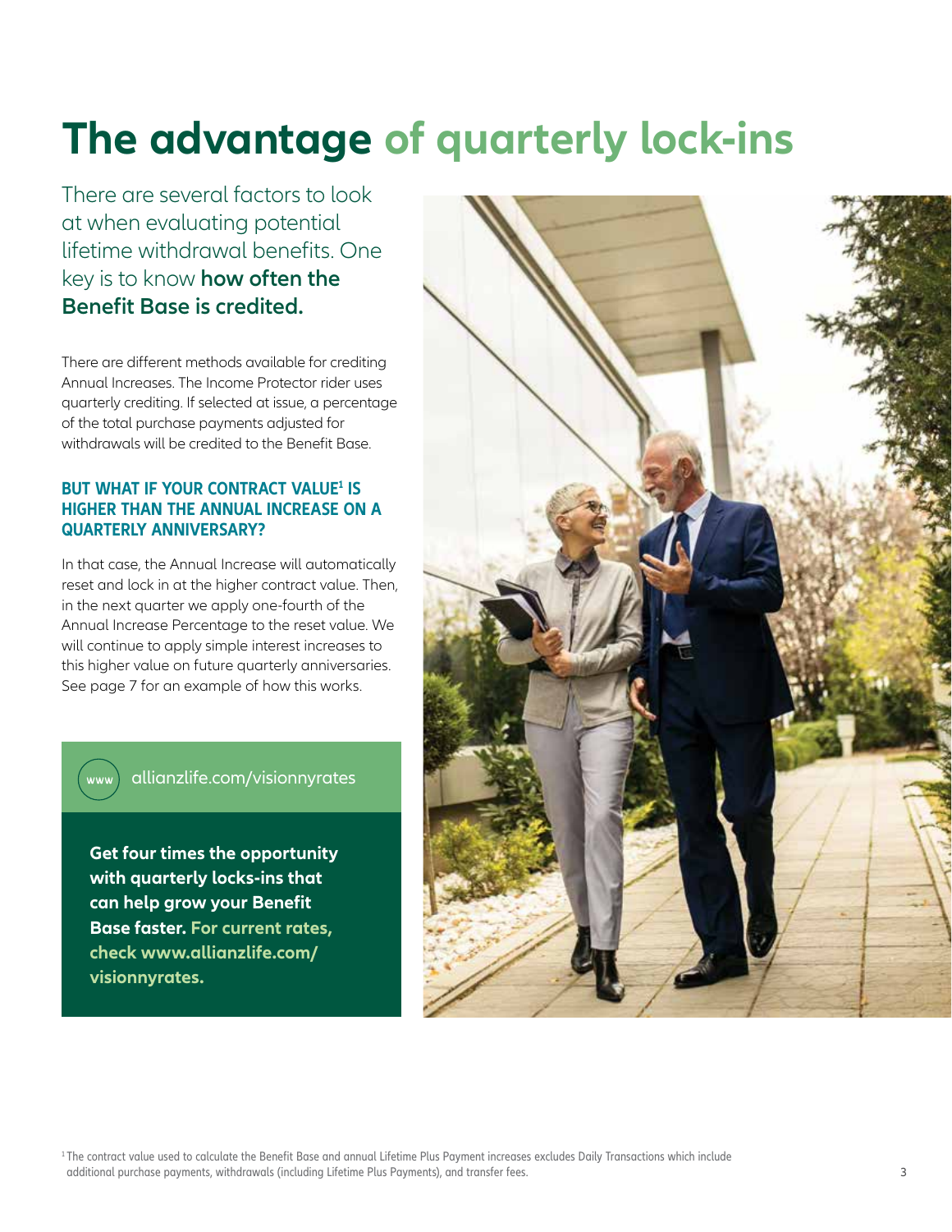# The advantage of quarterly lock-ins

There are several factors to look at when evaluating potential lifetime withdrawal benefits. One key is to know **how often the Benefit Base is credited.**

There are different methods available for crediting Annual Increases. The Income Protector rider uses quarterly crediting. If selected at issue, a percentage of the total purchase payments adjusted for withdrawals will be credited to the Benefit Base.

### BUT WHAT IF YOUR CONTRACT VALUE[1] IS HIGHER THAN THE ANNUAL INCREASE ON A QUARTERLY ANNIVERSARY?

In that case, the Annual Increase will automatically reset and lock in at the higher contract value. Then, in the next quarter we apply one-fourth of the Annual Increase Percentage to the reset value. We will continue to apply simple interest increases to this higher value on future quarterly anniversaries. See page 7 for an example of how this works.

www allianzlife.com/visionnyrates

**Get four times the opportunity with quarterly locks-ins that can help grow your Benefit Base faster. For current rates, check www.allianzlife.com/visionnyrates.**

[1] The contract value used to calculate the Benefit Base and annual Lifetime Plus Payment increases excludes Daily Transactions which include additional purchase payments, withdrawals (including Lifetime Plus Payments), and transfer fees.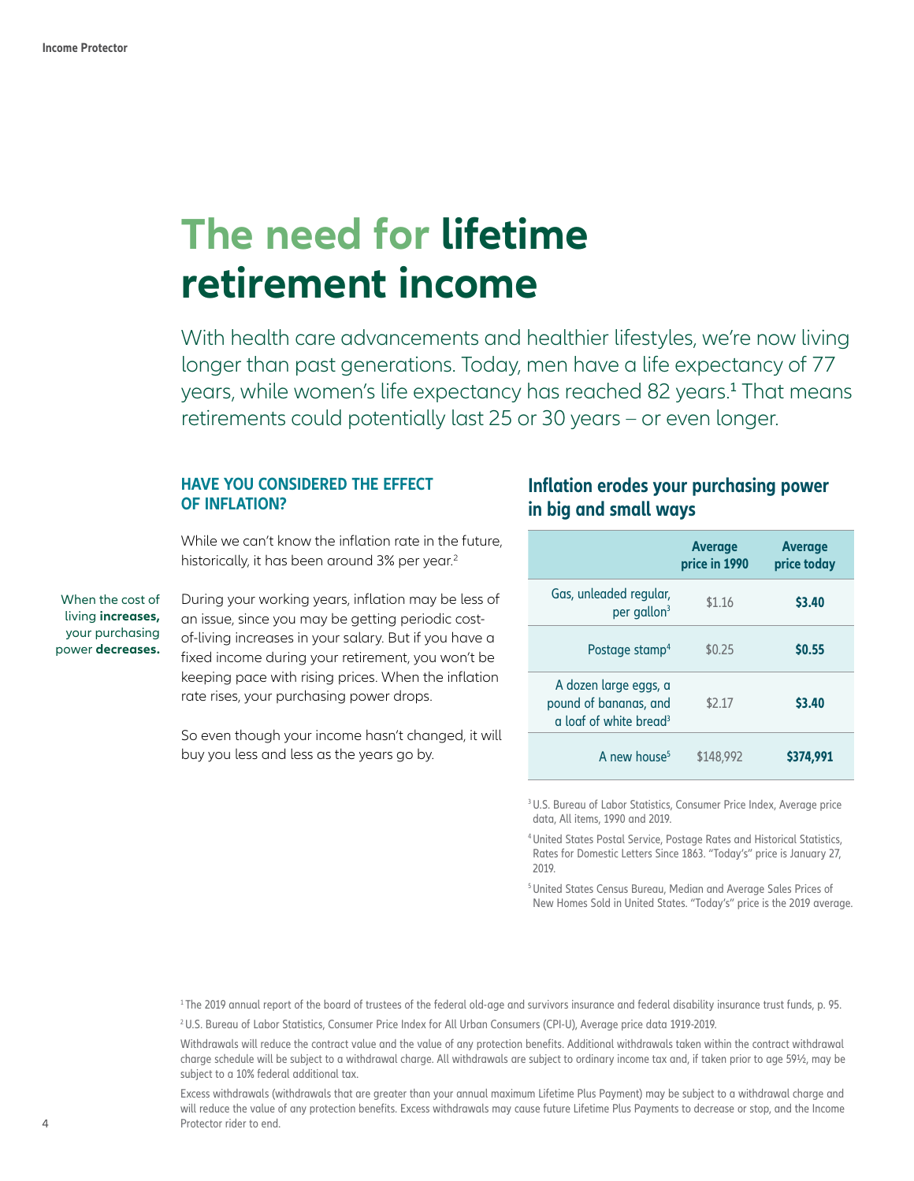# The need for lifetime retirement income

With health care advancements and healthier lifestyles, we're now living longer than past generations. Today, men have a life expectancy of 77 years, while women's life expectancy has reached 82 years.[1] That means retirements could potentially last 25 or 30 years – or even longer.

### HAVE YOU CONSIDERED THE EFFECT OF INFLATION?

While we can't know the inflation rate in the future, historically, it has been around 3% per year.[2]

When the cost of living **increases,** your purchasing power **decreases.**

During your working years, inflation may be less of an issue, since you may be getting periodic cost-of-living increases in your salary. But if you have a fixed income during your retirement, you won't be keeping pace with rising prices. When the inflation rate rises, your purchasing power drops.

So even though your income hasn't changed, it will buy you less and less as the years go by.

### Inflation erodes your purchasing power in big and small ways

| | Average price in 1990 | Average price today |
|---|---|---|
| Gas, unleaded regular, per gallon[3] | $1.16 | **$3.40** |
| Postage stamp[4] | $0.25 | **$0.55** |
| A dozen large eggs, a pound of bananas, and a loaf of white bread[3] | $2.17 | **$3.40** |
| A new house[5] | $148,992 | **$374,991** |

[3] U.S. Bureau of Labor Statistics, Consumer Price Index, Average price data, All items, 1990 and 2019.

[4] United States Postal Service, Postage Rates and Historical Statistics, Rates for Domestic Letters Since 1863. "Today's" price is January 27, 2019.

[5] United States Census Bureau, Median and Average Sales Prices of New Homes Sold in United States. "Today's" price is the 2019 average.

[1] The 2019 annual report of the board of trustees of the federal old-age and survivors insurance and federal disability insurance trust funds, p. 95.

[2] U.S. Bureau of Labor Statistics, Consumer Price Index for All Urban Consumers (CPI-U), Average price data 1919-2019.

Withdrawals will reduce the contract value and the value of any protection benefits. Additional withdrawals taken within the contract withdrawal charge schedule will be subject to a withdrawal charge. All withdrawals are subject to ordinary income tax and, if taken prior to age 59½, may be subject to a 10% federal additional tax.

Excess withdrawals (withdrawals that are greater than your annual maximum Lifetime Plus Payment) may be subject to a withdrawal charge and will reduce the value of any protection benefits. Excess withdrawals may cause future Lifetime Plus Payments to decrease or stop, and the Income Protector rider to end.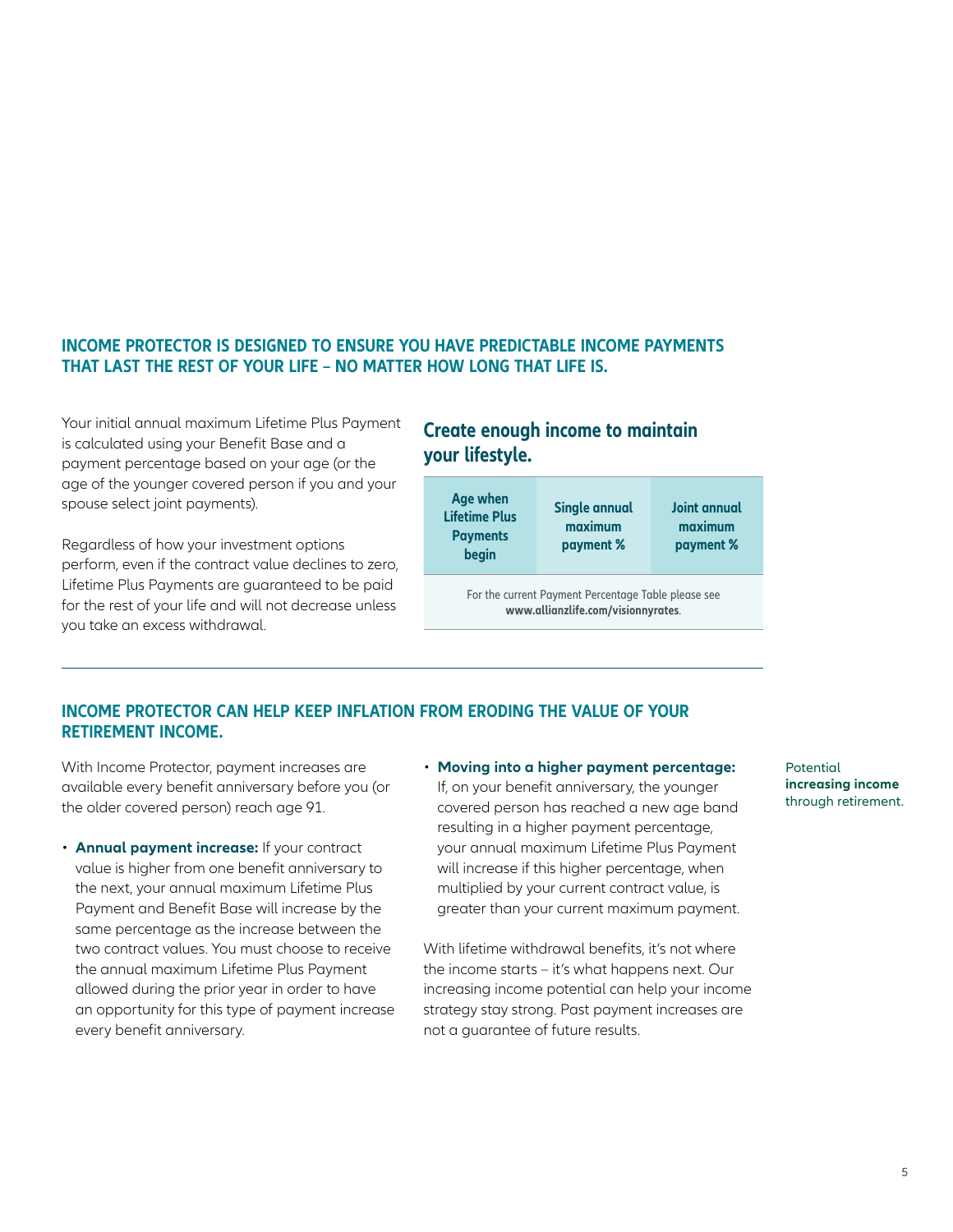## INCOME PROTECTOR IS DESIGNED TO ENSURE YOU HAVE PREDICTABLE INCOME PAYMENTS THAT LAST THE REST OF YOUR LIFE – NO MATTER HOW LONG THAT LIFE IS.

Your initial annual maximum Lifetime Plus Payment is calculated using your Benefit Base and a payment percentage based on your age (or the age of the younger covered person if you and your spouse select joint payments).

Regardless of how your investment options perform, even if the contract value declines to zero, Lifetime Plus Payments are guaranteed to be paid for the rest of your life and will not decrease unless you take an excess withdrawal.

### Create enough income to maintain your lifestyle.

| Age when Lifetime Plus Payments begin | Single annual maximum payment % | Joint annual maximum payment % |
|---|---|---|
| For the current Payment Percentage Table please see **www.allianzlife.com/visionnyrates**. | | |

## INCOME PROTECTOR CAN HELP KEEP INFLATION FROM ERODING THE VALUE OF YOUR RETIREMENT INCOME.

With Income Protector, payment increases are available every benefit anniversary before you (or the older covered person) reach age 91.

- **Annual payment increase:** If your contract value is higher from one benefit anniversary to the next, your annual maximum Lifetime Plus Payment and Benefit Base will increase by the same percentage as the increase between the two contract values. You must choose to receive the annual maximum Lifetime Plus Payment allowed during the prior year in order to have an opportunity for this type of payment increase every benefit anniversary.
- **Moving into a higher payment percentage:** If, on your benefit anniversary, the younger covered person has reached a new age band resulting in a higher payment percentage, your annual maximum Lifetime Plus Payment will increase if this higher percentage, when multiplied by your current contract value, is greater than your current maximum payment.

With lifetime withdrawal benefits, it's not where the income starts – it's what happens next. Our increasing income potential can help your income strategy stay strong. Past payment increases are not a guarantee of future results.

Potential **increasing income** through retirement.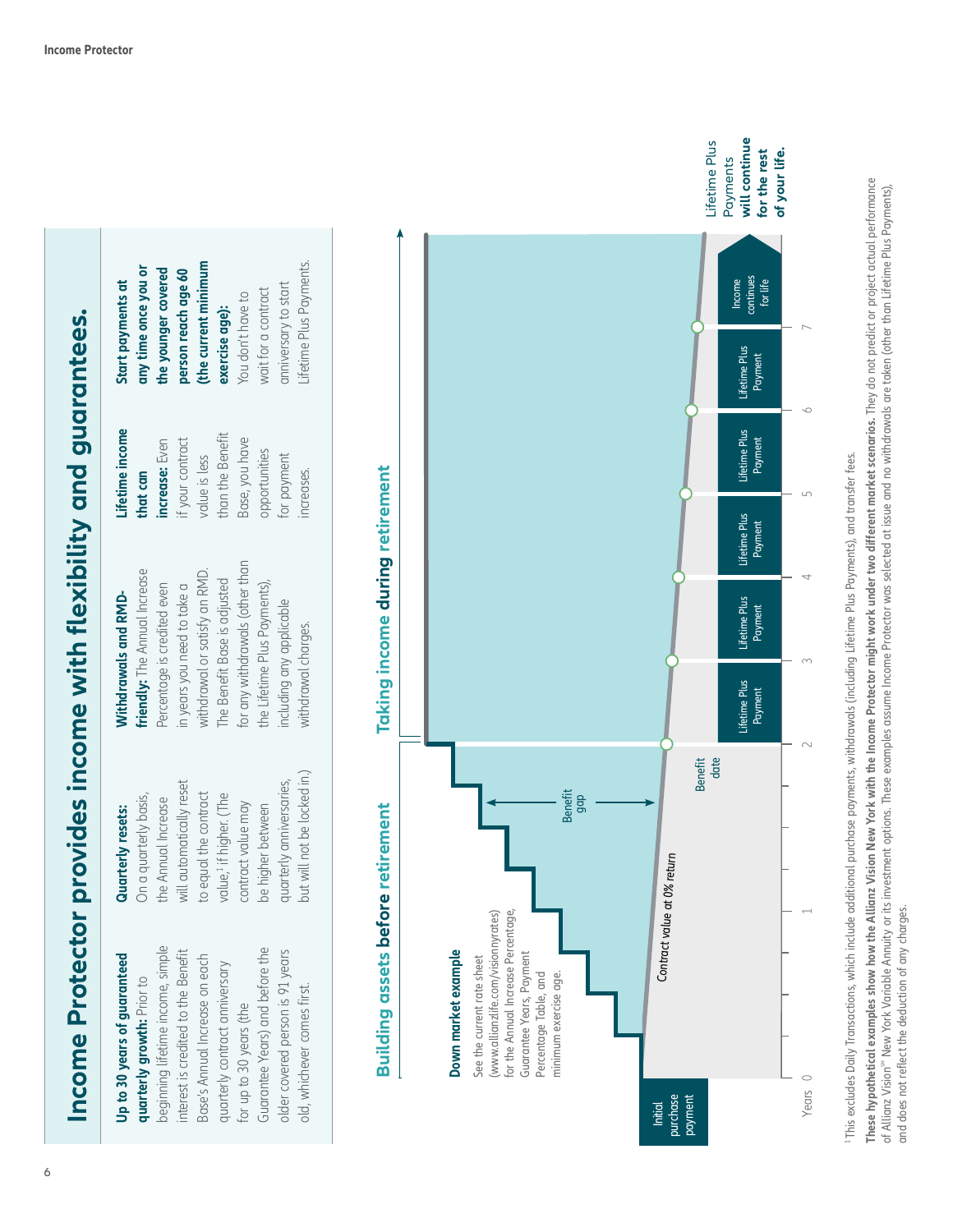# Income Protector provides income with flexibility and guarantees.

**Up to 30 years of guaranteed quarterly growth:** Prior to beginning lifetime income, simple interest is credited to the Benefit Base's Annual Increase on each quarterly contract anniversary for up to 30 years (the Guarantee Years) and before the older covered person is 91 years old, whichever comes first.

**Quarterly resets:** On a quarterly basis, the Annual Increase will automatically reset to equal the contract value,[1] if higher. (The contract value may be higher between quarterly anniversaries, but will not be locked in.)

**Withdrawals and RMD-friendly:** The Annual Increase Percentage is credited even in years you need to take a withdrawal or satisfy an RMD. The Benefit Base is adjusted for any withdrawals (other than the Lifetime Plus Payments), including any applicable withdrawal charges.

**Lifetime income that can increase:** Even if your contract value is less than the Benefit Base, you have opportunities for payment increases.

**Start payments at any time once you or the younger covered person reach age 60 (the current minimum exercise age):** You don't have to wait for a contract anniversary to start Lifetime Plus Payments.

## Building assets before retirement | Taking income during retirement

**Down market example**

See the current rate sheet (www.allianzlife.com/visionnyrates) for the Annual Increase Percentage, Guarantee Years, Payment Percentage Table, and minimum exercise age.

Initial purchase payment

Contract value at 0% return

Benefit gap

Benefit date

Lifetime Plus Payment | Lifetime Plus Payment | Lifetime Plus Payment | Lifetime Plus Payment | Lifetime Plus Payment | Income continues for life

Years 0 1 2 3 4 5 6 7

Lifetime Plus Payments **will continue for the rest of your life.**

[1] This excludes Daily Transactions, which include additional purchase payments, withdrawals (including Lifetime Plus Payments), and transfer fees.

**These hypothetical examples show how the Allianz Vision New York with the Income Protector might work under two different market scenarios.** They do not predict or project actual performance of Allianz Vision℠ New York Variable Annuity or its investment options. These examples assume Income Protector was selected at issue and no withdrawals are taken (other than Lifetime Plus Payments), and does not reflect the deduction of any charges.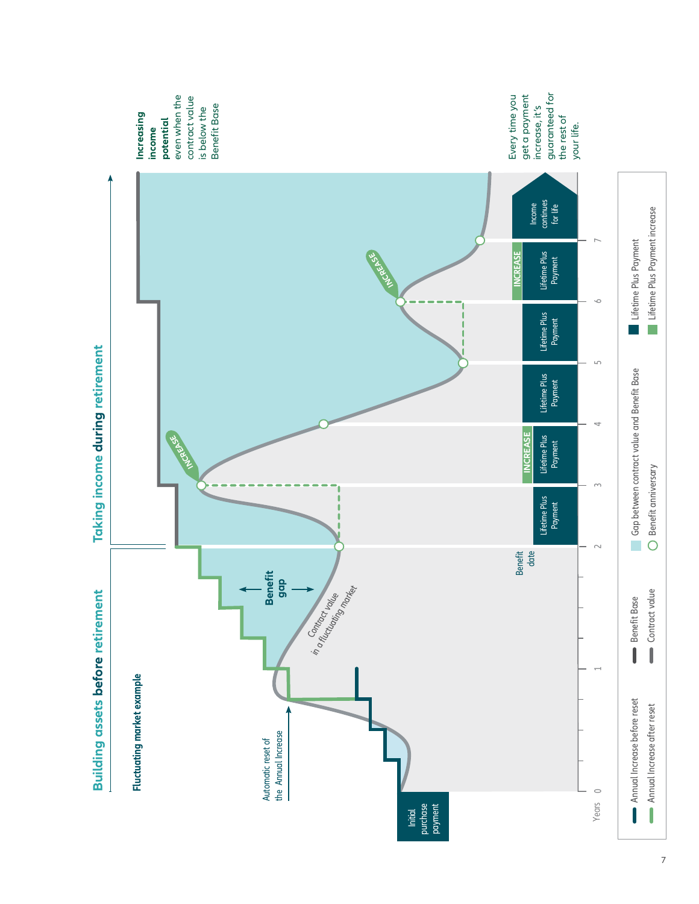## Building assets **before** retirement

## Taking income **during** retirement

**Fluctuating market example**

Automatic reset of the Annual Increase

Initial purchase payment

**Benefit gap**

Contract value in a fluctuating market

Benefit date

INCREASE

INCREASE

Lifetime Plus Payment

INCREASE

Lifetime Plus Payment

Lifetime Plus Payment

Lifetime Plus Payment

Lifetime Plus Payment

INCREASE

Lifetime Plus Payment

Income continues for life

Years 0 1 2 3 4 5 6 7

**Increasing income potential** even when the contract value is below the Benefit Base

Every time you get a payment increase, it's guaranteed for the rest of your life.

- Annual Increase before reset
- Annual Increase after reset
- Benefit Base
- Contract value
- Gap between contract value and Benefit Base
- Benefit anniversary
- Lifetime Plus Payment
- Lifetime Plus Payment increase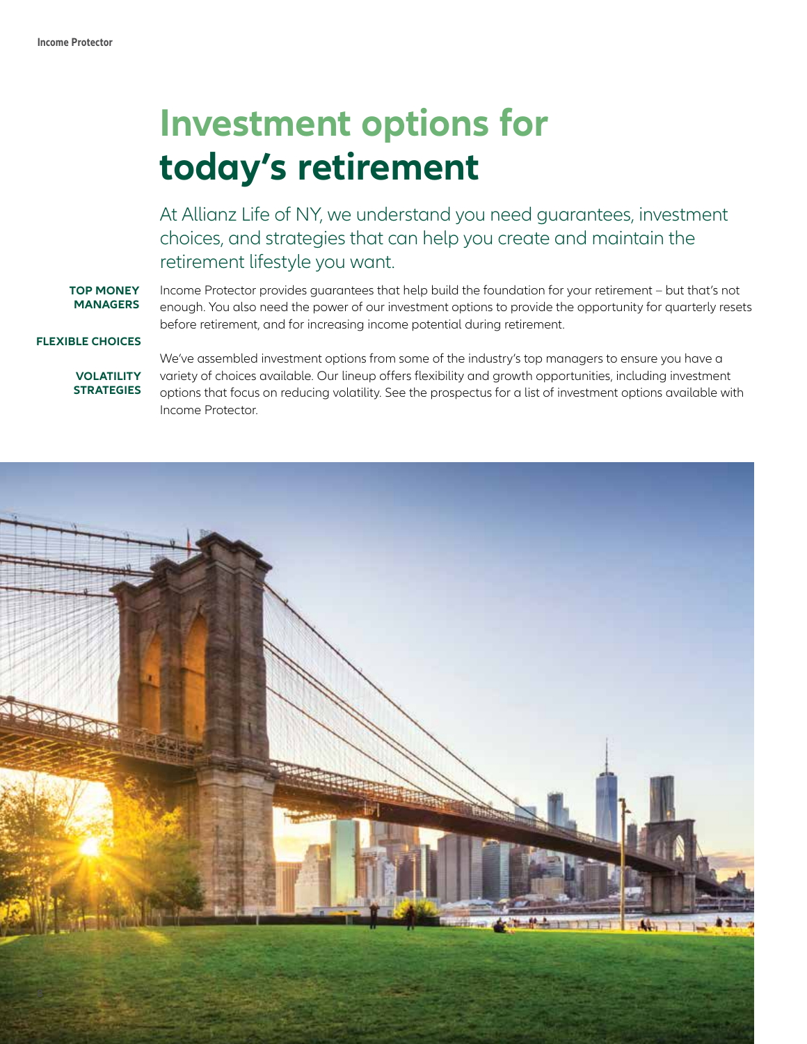# Investment options for today's retirement

At Allianz Life of NY, we understand you need guarantees, investment choices, and strategies that can help you create and maintain the retirement lifestyle you want.

**TOP MONEY MANAGERS**

**FLEXIBLE CHOICES**

**VOLATILITY STRATEGIES**

Income Protector provides guarantees that help build the foundation for your retirement – but that's not enough. You also need the power of our investment options to provide the opportunity for quarterly resets before retirement, and for increasing income potential during retirement.

We've assembled investment options from some of the industry's top managers to ensure you have a variety of choices available. Our lineup offers flexibility and growth opportunities, including investment options that focus on reducing volatility. See the prospectus for a list of investment options available with Income Protector.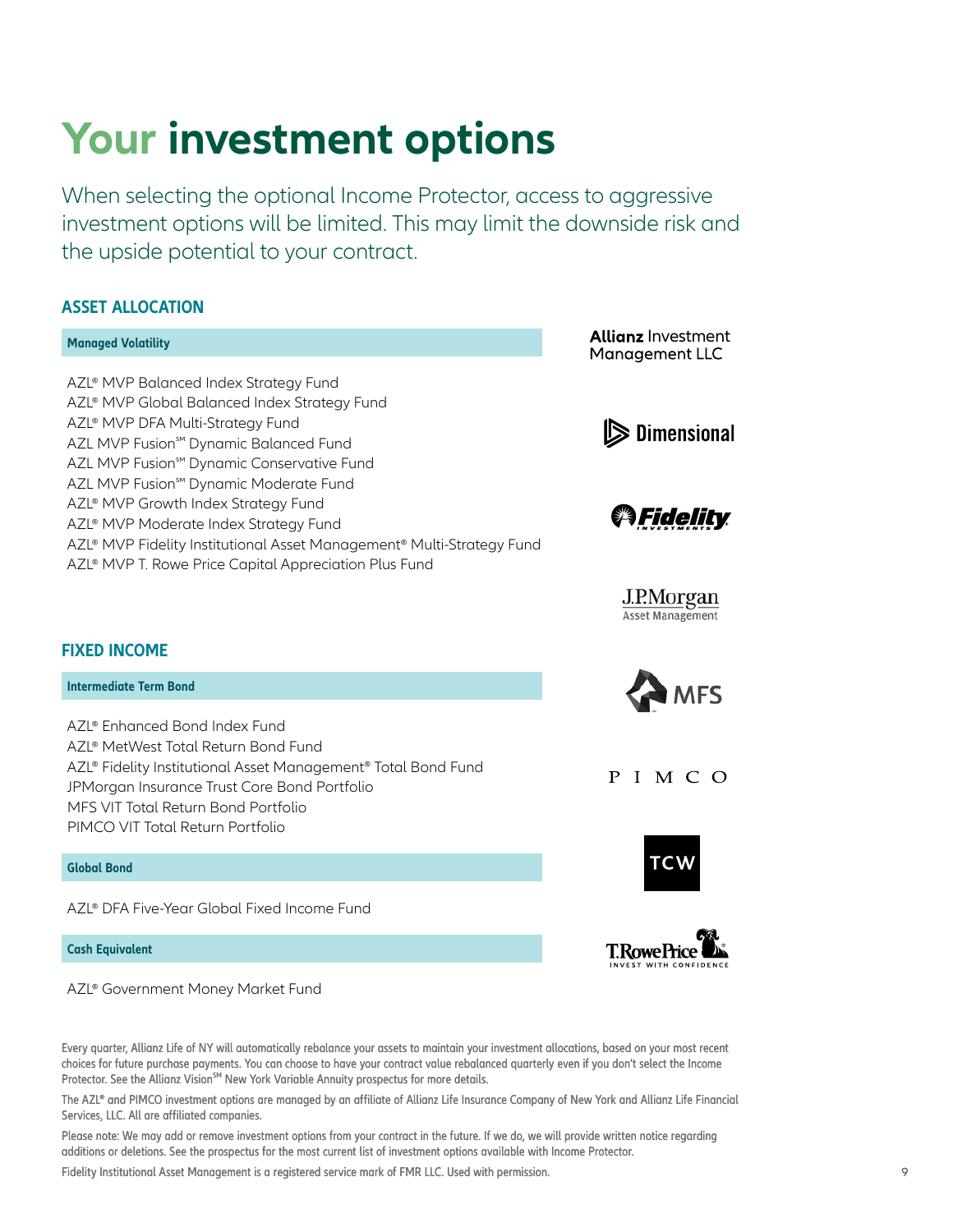# Your investment options

When selecting the optional Income Protector, access to aggressive investment options will be limited. This may limit the downside risk and the upside potential to your contract.

## ASSET ALLOCATION

### Managed Volatility

- AZL® MVP Balanced Index Strategy Fund
- AZL® MVP Global Balanced Index Strategy Fund
- AZL® MVP DFA Multi-Strategy Fund
- AZL MVP Fusion℠ Dynamic Balanced Fund
- AZL MVP Fusion℠ Dynamic Conservative Fund
- AZL MVP Fusion℠ Dynamic Moderate Fund
- AZL® MVP Growth Index Strategy Fund
- AZL® MVP Moderate Index Strategy Fund
- AZL® MVP Fidelity Institutional Asset Management® Multi-Strategy Fund
- AZL® MVP T. Rowe Price Capital Appreciation Plus Fund

## FIXED INCOME

### Intermediate Term Bond

- AZL® Enhanced Bond Index Fund
- AZL® MetWest Total Return Bond Fund
- AZL® Fidelity Institutional Asset Management® Total Bond Fund
- JPMorgan Insurance Trust Core Bond Portfolio
- MFS VIT Total Return Bond Portfolio
- PIMCO VIT Total Return Portfolio

### Global Bond

- AZL® DFA Five-Year Global Fixed Income Fund

### Cash Equivalent

- AZL® Government Money Market Fund

Allianz Investment Management LLC

Dimensional

Fidelity Investments

J.P.Morgan Asset Management

MFS

PIMCO

TCW

T.RowePrice INVEST WITH CONFIDENCE

Every quarter, Allianz Life of NY will automatically rebalance your assets to maintain your investment allocations, based on your most recent choices for future purchase payments. You can choose to have your contract value rebalanced quarterly even if you don't select the Income Protector. See the Allianz Vision℠ New York Variable Annuity prospectus for more details.

The AZL® and PIMCO investment options are managed by an affiliate of Allianz Life Insurance Company of New York and Allianz Life Financial Services, LLC. All are affiliated companies.

Please note: We may add or remove investment options from your contract in the future. If we do, we will provide written notice regarding additions or deletions. See the prospectus for the most current list of investment options available with Income Protector.

Fidelity Institutional Asset Management is a registered service mark of FMR LLC. Used with permission.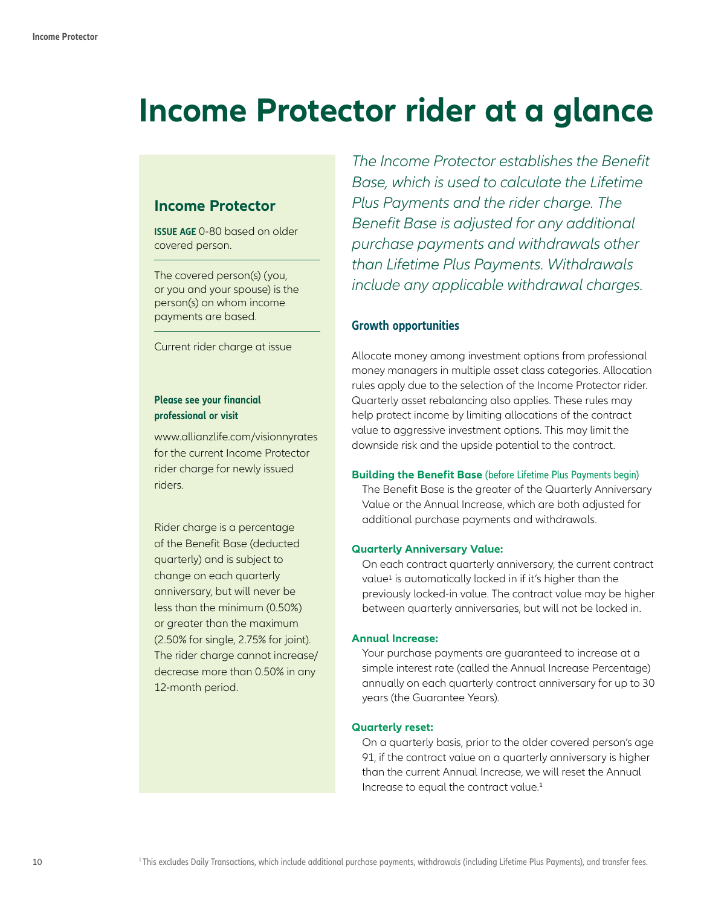# Income Protector rider at a glance

## Income Protector

**ISSUE AGE** 0-80 based on older covered person.

The covered person(s) (you, or you and your spouse) is the person(s) on whom income payments are based.

Current rider charge at issue

**Please see your financial professional or visit**

www.allianzlife.com/visionnyrates for the current Income Protector rider charge for newly issued riders.

Rider charge is a percentage of the Benefit Base (deducted quarterly) and is subject to change on each quarterly anniversary, but will never be less than the minimum (0.50%) or greater than the maximum (2.50% for single, 2.75% for joint). The rider charge cannot increase/decrease more than 0.50% in any 12-month period.

*The Income Protector establishes the Benefit Base, which is used to calculate the Lifetime Plus Payments and the rider charge. The Benefit Base is adjusted for any additional purchase payments and withdrawals other than Lifetime Plus Payments. Withdrawals include any applicable withdrawal charges.*

### Growth opportunities

Allocate money among investment options from professional money managers in multiple asset class categories. Allocation rules apply due to the selection of the Income Protector rider. Quarterly asset rebalancing also applies. These rules may help protect income by limiting allocations of the contract value to aggressive investment options. This may limit the downside risk and the upside potential to the contract.

**Building the Benefit Base** (before Lifetime Plus Payments begin)

The Benefit Base is the greater of the Quarterly Anniversary Value or the Annual Increase, which are both adjusted for additional purchase payments and withdrawals.

**Quarterly Anniversary Value:**

On each contract quarterly anniversary, the current contract value[1] is automatically locked in if it's higher than the previously locked-in value. The contract value may be higher between quarterly anniversaries, but will not be locked in.

**Annual Increase:**

Your purchase payments are guaranteed to increase at a simple interest rate (called the Annual Increase Percentage) annually on each quarterly contract anniversary for up to 30 years (the Guarantee Years).

**Quarterly reset:**

On a quarterly basis, prior to the older covered person's age 91, if the contract value on a quarterly anniversary is higher than the current Annual Increase, we will reset the Annual Increase to equal the contract value.[1]

[1] This excludes Daily Transactions, which include additional purchase payments, withdrawals (including Lifetime Plus Payments), and transfer fees.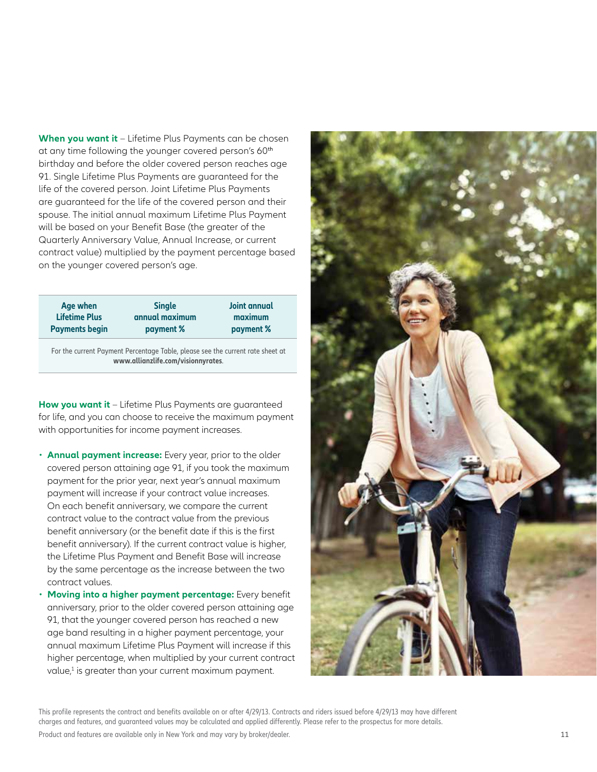**When you want it** – Lifetime Plus Payments can be chosen at any time following the younger covered person's 60th birthday and before the older covered person reaches age 91. Single Lifetime Plus Payments are guaranteed for the life of the covered person. Joint Lifetime Plus Payments are guaranteed for the life of the covered person and their spouse. The initial annual maximum Lifetime Plus Payment will be based on your Benefit Base (the greater of the Quarterly Anniversary Value, Annual Increase, or current contract value) multiplied by the payment percentage based on the younger covered person's age.

| Age when Lifetime Plus Payments begin | Single annual maximum payment % | Joint annual maximum payment % |
|---|---|---|
| For the current Payment Percentage Table, please see the current rate sheet at **www.allianzlife.com/visionnyrates**. | | |

**How you want it** – Lifetime Plus Payments are guaranteed for life, and you can choose to receive the maximum payment with opportunities for income payment increases.

- **Annual payment increase:** Every year, prior to the older covered person attaining age 91, if you took the maximum payment for the prior year, next year's annual maximum payment will increase if your contract value increases. On each benefit anniversary, we compare the current contract value to the contract value from the previous benefit anniversary (or the benefit date if this is the first benefit anniversary). If the current contract value is higher, the Lifetime Plus Payment and Benefit Base will increase by the same percentage as the increase between the two contract values.
- **Moving into a higher payment percentage:** Every benefit anniversary, prior to the older covered person attaining age 91, that the younger covered person has reached a new age band resulting in a higher payment percentage, your annual maximum Lifetime Plus Payment will increase if this higher percentage, when multiplied by your current contract value,[1] is greater than your current maximum payment.

This profile represents the contract and benefits available on or after 4/29/13. Contracts and riders issued before 4/29/13 may have different charges and features, and guaranteed values may be calculated and applied differently. Please refer to the prospectus for more details.

Product and features are available only in New York and may vary by broker/dealer.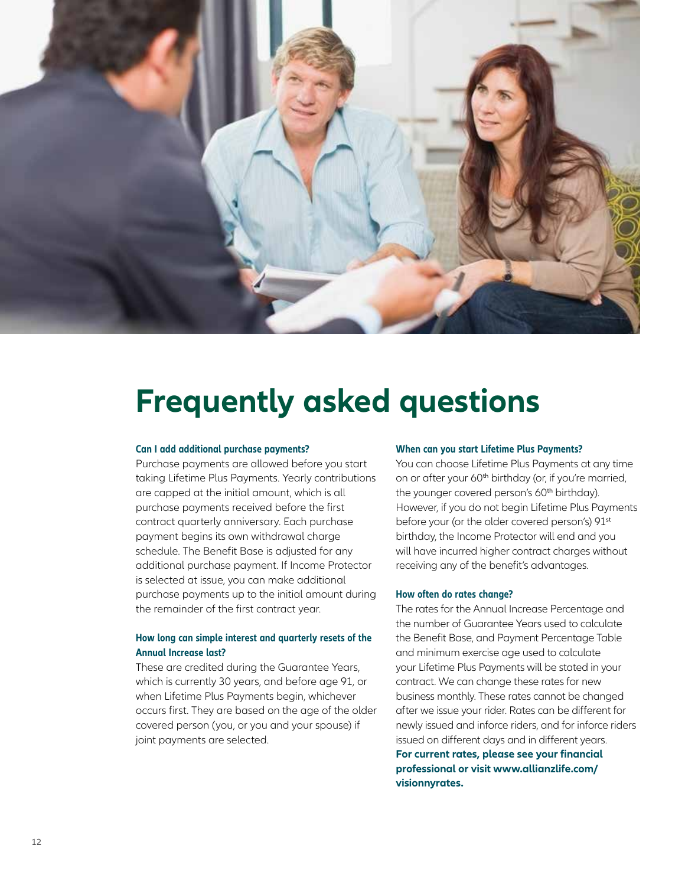# Frequently asked questions

**Can I add additional purchase payments?**

Purchase payments are allowed before you start taking Lifetime Plus Payments. Yearly contributions are capped at the initial amount, which is all purchase payments received before the first contract quarterly anniversary. Each purchase payment begins its own withdrawal charge schedule. The Benefit Base is adjusted for any additional purchase payment. If Income Protector is selected at issue, you can make additional purchase payments up to the initial amount during the remainder of the first contract year.

**How long can simple interest and quarterly resets of the Annual Increase last?**

These are credited during the Guarantee Years, which is currently 30 years, and before age 91, or when Lifetime Plus Payments begin, whichever occurs first. They are based on the age of the older covered person (you, or you and your spouse) if joint payments are selected.

**When can you start Lifetime Plus Payments?**

You can choose Lifetime Plus Payments at any time on or after your 60th birthday (or, if you're married, the younger covered person's 60th birthday). However, if you do not begin Lifetime Plus Payments before your (or the older covered person's) 91st birthday, the Income Protector will end and you will have incurred higher contract charges without receiving any of the benefit's advantages.

**How often do rates change?**

The rates for the Annual Increase Percentage and the number of Guarantee Years used to calculate the Benefit Base, and Payment Percentage Table and minimum exercise age used to calculate your Lifetime Plus Payments will be stated in your contract. We can change these rates for new business monthly. These rates cannot be changed after we issue your rider. Rates can be different for newly issued and inforce riders, and for inforce riders issued on different days and in different years.

**For current rates, please see your financial professional or visit www.allianzlife.com/visionnyrates.**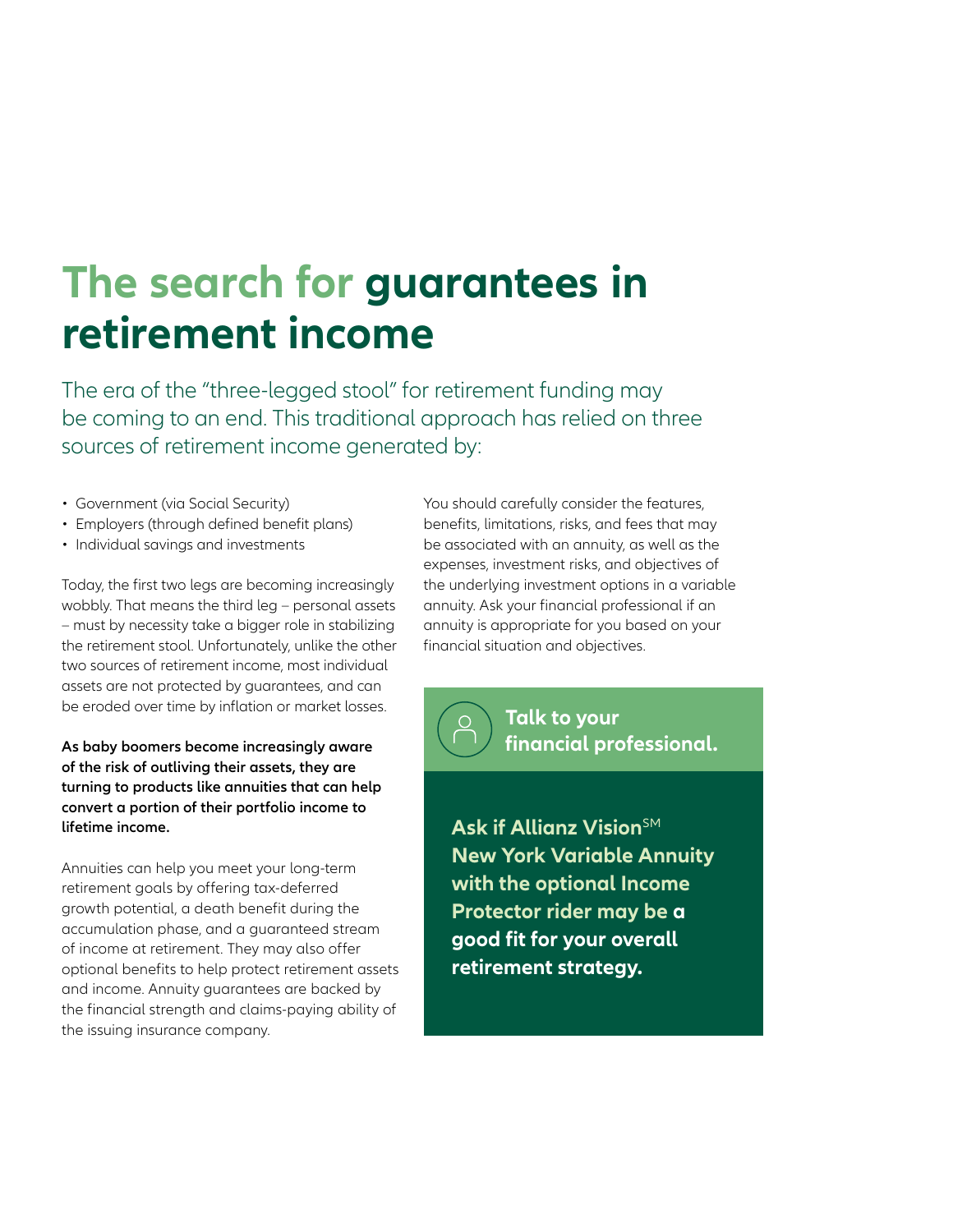# The search for guarantees in retirement income

The era of the "three-legged stool" for retirement funding may be coming to an end. This traditional approach has relied on three sources of retirement income generated by:

- Government (via Social Security)
- Employers (through defined benefit plans)
- Individual savings and investments

Today, the first two legs are becoming increasingly wobbly. That means the third leg – personal assets – must by necessity take a bigger role in stabilizing the retirement stool. Unfortunately, unlike the other two sources of retirement income, most individual assets are not protected by guarantees, and can be eroded over time by inflation or market losses.

**As baby boomers become increasingly aware of the risk of outliving their assets, they are turning to products like annuities that can help convert a portion of their portfolio income to lifetime income.**

Annuities can help you meet your long-term retirement goals by offering tax-deferred growth potential, a death benefit during the accumulation phase, and a guaranteed stream of income at retirement. They may also offer optional benefits to help protect retirement assets and income. Annuity guarantees are backed by the financial strength and claims-paying ability of the issuing insurance company.

You should carefully consider the features, benefits, limitations, risks, and fees that may be associated with an annuity, as well as the expenses, investment risks, and objectives of the underlying investment options in a variable annuity. Ask your financial professional if an annuity is appropriate for you based on your financial situation and objectives.

**Talk to your financial professional.**

**Ask if Allianz Vision[SM] New York Variable Annuity with the optional Income Protector rider may be a good fit for your overall retirement strategy.**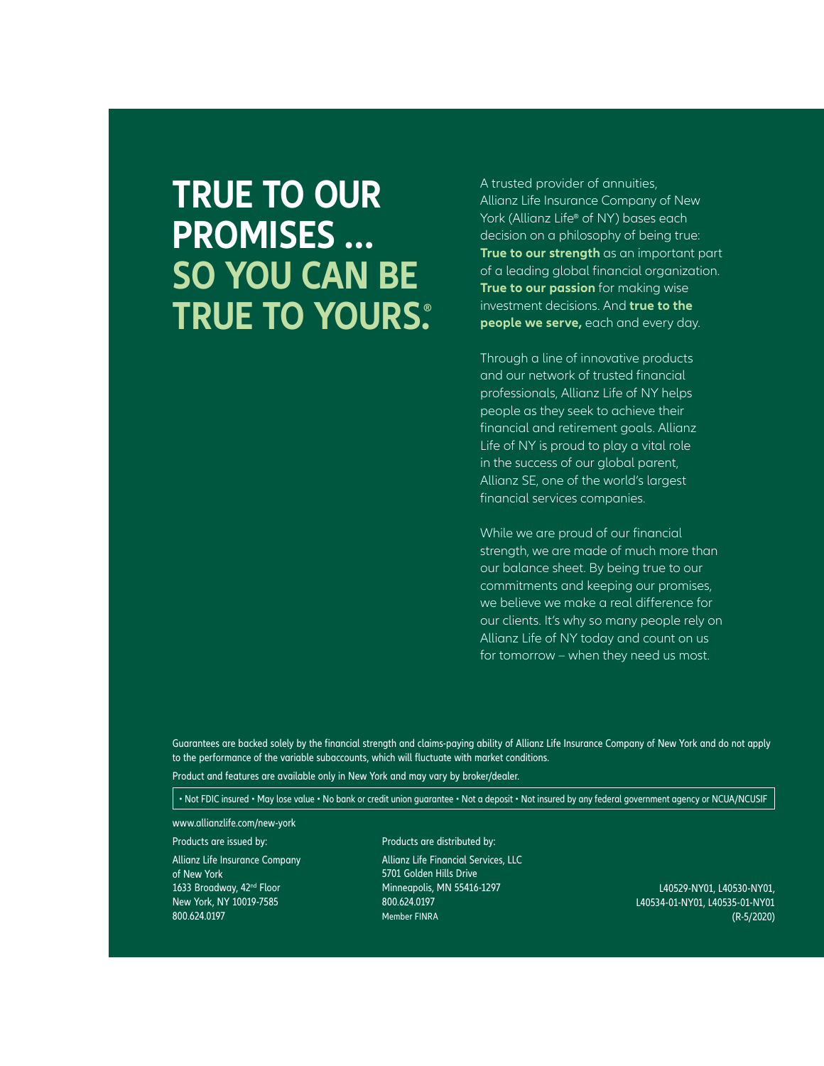# TRUE TO OUR PROMISES ... SO YOU CAN BE TRUE TO YOURS.®

A trusted provider of annuities, Allianz Life Insurance Company of New York (Allianz Life® of NY) bases each decision on a philosophy of being true: **True to our strength** as an important part of a leading global financial organization. **True to our passion** for making wise investment decisions. And **true to the people we serve,** each and every day.

Through a line of innovative products and our network of trusted financial professionals, Allianz Life of NY helps people as they seek to achieve their financial and retirement goals. Allianz Life of NY is proud to play a vital role in the success of our global parent, Allianz SE, one of the world's largest financial services companies.

While we are proud of our financial strength, we are made of much more than our balance sheet. By being true to our commitments and keeping our promises, we believe we make a real difference for our clients. It's why so many people rely on Allianz Life of NY today and count on us for tomorrow – when they need us most.

Guarantees are backed solely by the financial strength and claims-paying ability of Allianz Life Insurance Company of New York and do not apply to the performance of the variable subaccounts, which will fluctuate with market conditions.

Product and features are available only in New York and may vary by broker/dealer.

• Not FDIC insured • May lose value • No bank or credit union guarantee • Not a deposit • Not insured by any federal government agency or NCUA/NCUSIF

www.allianzlife.com/new-york

Products are issued by:

Allianz Life Insurance Company of New York
1633 Broadway, 42nd Floor
New York, NY 10019-7585
800.624.0197

Products are distributed by:

Allianz Life Financial Services, LLC
5701 Golden Hills Drive
Minneapolis, MN 55416-1297
800.624.0197
Member FINRA

L40529-NY01, L40530-NY01, L40534-01-NY01, L40535-01-NY01 (R-5/2020)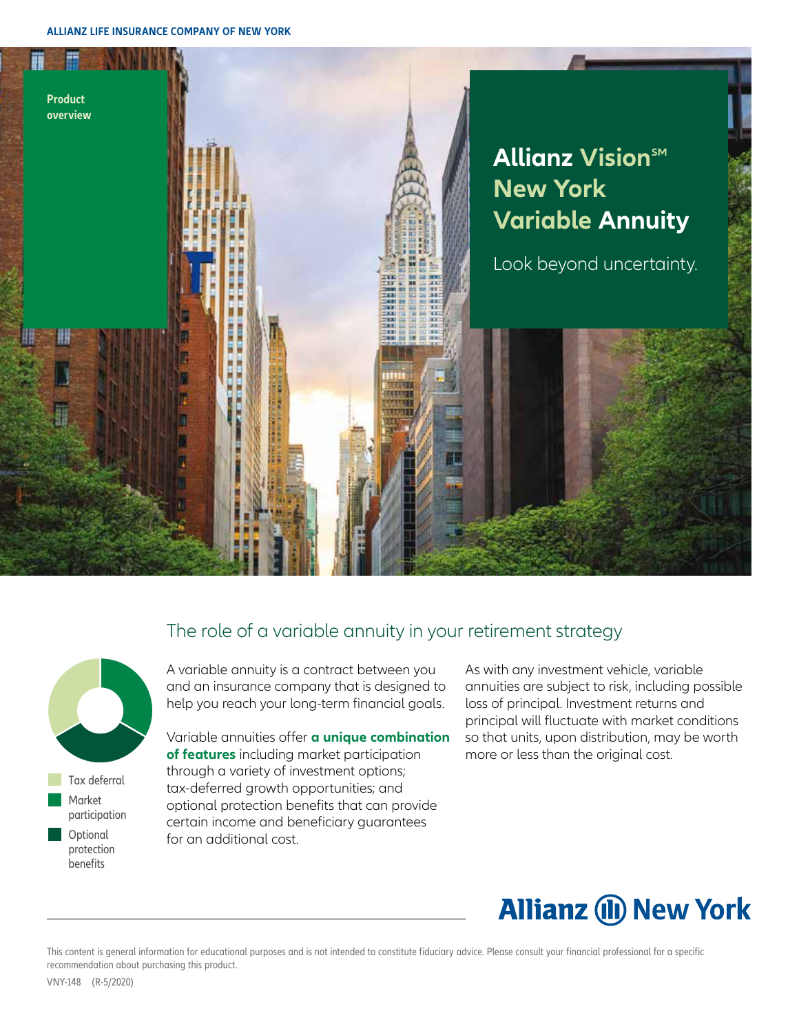ALLIANZ LIFE INSURANCE COMPANY OF NEW YORK

Product overview

# Allianz Vision℠ New York Variable Annuity

Look beyond uncertainty.

## The role of a variable annuity in your retirement strategy

- Tax deferral
- Market participation
- Optional protection benefits

A variable annuity is a contract between you and an insurance company that is designed to help you reach your long-term financial goals.

Variable annuities offer **a unique combination of features** including market participation through a variety of investment options; tax-deferred growth opportunities; and optional protection benefits that can provide certain income and beneficiary guarantees for an additional cost.

As with any investment vehicle, variable annuities are subject to risk, including possible loss of principal. Investment returns and principal will fluctuate with market conditions so that units, upon distribution, may be worth more or less than the original cost.

Allianz New York

This content is general information for educational purposes and is not intended to constitute fiduciary advice. Please consult your financial professional for a specific recommendation about purchasing this product.

VNY-148 (R-5/2020)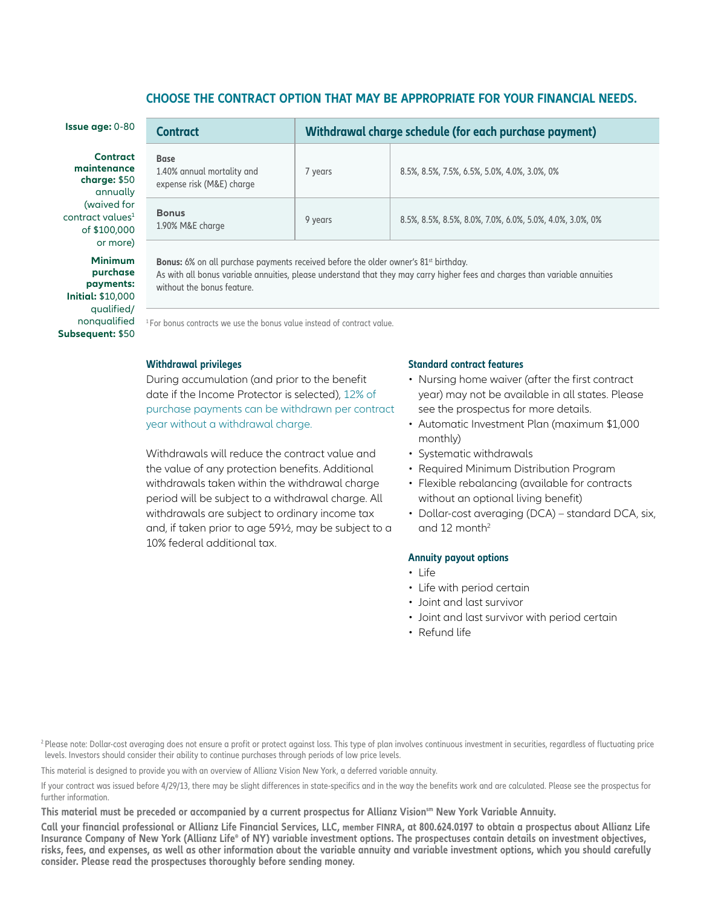## CHOOSE THE CONTRACT OPTION THAT MAY BE APPROPRIATE FOR YOUR FINANCIAL NEEDS.

**Issue age:** 0-80

**Contract maintenance charge:** $50 annually (waived for contract values[1] of $100,000 or more)

**Minimum purchase payments:**
**Initial:** $10,000 qualified/nonqualified
**Subsequent:** $50

| Contract | Withdrawal charge schedule (for each purchase payment) | |
|---|---|---|
| **Base** 1.40% annual mortality and expense risk (M&E) charge | 7 years | 8.5%, 8.5%, 7.5%, 6.5%, 5.0%, 4.0%, 3.0%, 0% |
| **Bonus** 1.90% M&E charge | 9 years | 8.5%, 8.5%, 8.5%, 8.0%, 7.0%, 6.0%, 5.0%, 4.0%, 3.0%, 0% |

**Bonus:** 6% on all purchase payments received before the older owner's 81st birthday.
As with all bonus variable annuities, please understand that they may carry higher fees and charges than variable annuities without the bonus feature.

[1] For bonus contracts we use the bonus value instead of contract value.

### Withdrawal privileges

During accumulation (and prior to the benefit date if the Income Protector is selected), 12% of purchase payments can be withdrawn per contract year without a withdrawal charge.

Withdrawals will reduce the contract value and the value of any protection benefits. Additional withdrawals taken within the withdrawal charge period will be subject to a withdrawal charge. All withdrawals are subject to ordinary income tax and, if taken prior to age 59½, may be subject to a 10% federal additional tax.

### Standard contract features

- Nursing home waiver (after the first contract year) may not be available in all states. Please see the prospectus for more details.
- Automatic Investment Plan (maximum $1,000 monthly)
- Systematic withdrawals
- Required Minimum Distribution Program
- Flexible rebalancing (available for contracts without an optional living benefit)
- Dollar-cost averaging (DCA) – standard DCA, six, and 12 month[2]

### Annuity payout options

- Life
- Life with period certain
- Joint and last survivor
- Joint and last survivor with period certain
- Refund life

[2] Please note: Dollar-cost averaging does not ensure a profit or protect against loss. This type of plan involves continuous investment in securities, regardless of fluctuating price levels. Investors should consider their ability to continue purchases through periods of low price levels.

This material is designed to provide you with an overview of Allianz Vision New York, a deferred variable annuity.

If your contract was issued before 4/29/13, there may be slight differences in state-specifics and in the way the benefits work and are calculated. Please see the prospectus for further information.

**This material must be preceded or accompanied by a current prospectus for Allianz Vision℠ New York Variable Annuity.**

**Call your financial professional or Allianz Life Financial Services, LLC, member FINRA, at 800.624.0197 to obtain a prospectus about Allianz Life Insurance Company of New York (Allianz Life® of NY) variable investment options. The prospectuses contain details on investment objectives, risks, fees, and expenses, as well as other information about the variable annuity and variable investment options, which you should carefully consider. Please read the prospectuses thoroughly before sending money.**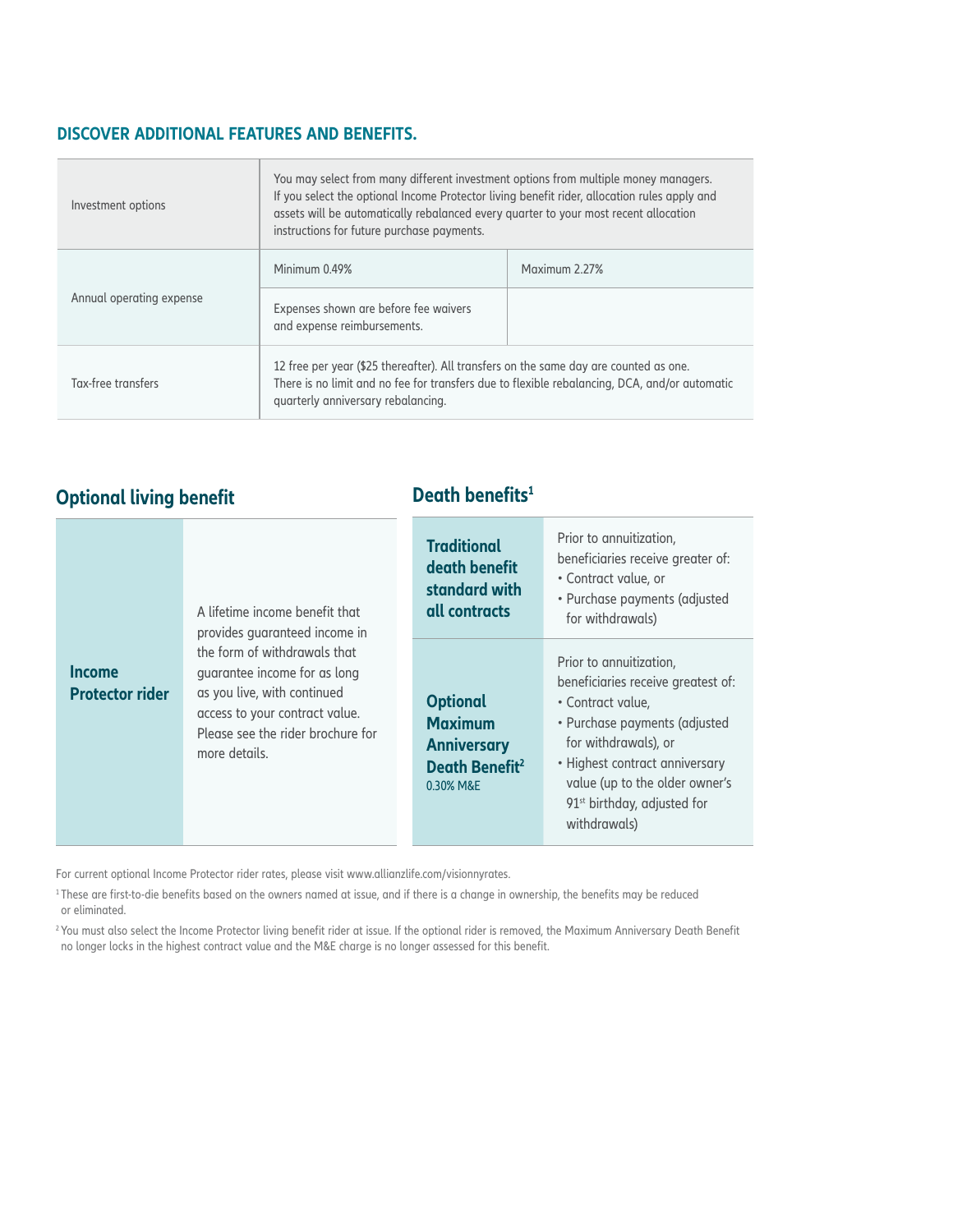## DISCOVER ADDITIONAL FEATURES AND BENEFITS.

| | | |
|---|---|---|
| Investment options | You may select from many different investment options from multiple money managers. If you select the optional Income Protector living benefit rider, allocation rules apply and assets will be automatically rebalanced every quarter to your most recent allocation instructions for future purchase payments. | |
| Annual operating expense | Minimum 0.49% | Maximum 2.27% |
| | Expenses shown are before fee waivers and expense reimbursements. | |
| Tax-free transfers | 12 free per year ($25 thereafter). All transfers on the same day are counted as one. There is no limit and no fee for transfers due to flexible rebalancing, DCA, and/or automatic quarterly anniversary rebalancing. | |

## Optional living benefit

| | |
|---|---|
| **Income Protector rider** | A lifetime income benefit that provides guaranteed income in the form of withdrawals that guarantee income for as long as you live, with continued access to your contract value. Please see the rider brochure for more details. |

## Death benefits[1]

| | |
|---|---|
| **Traditional death benefit standard with all contracts** | Prior to annuitization, beneficiaries receive greater of:<br>• Contract value, or<br>• Purchase payments (adjusted for withdrawals) |
| **Optional Maximum Anniversary Death Benefit[2]**<br>0.30% M&E | Prior to annuitization, beneficiaries receive greatest of:<br>• Contract value,<br>• Purchase payments (adjusted for withdrawals), or<br>• Highest contract anniversary value (up to the older owner's 91st birthday, adjusted for withdrawals) |

For current optional Income Protector rider rates, please visit www.allianzlife.com/visionnyrates.

[1] These are first-to-die benefits based on the owners named at issue, and if there is a change in ownership, the benefits may be reduced or eliminated.

[2] You must also select the Income Protector living benefit rider at issue. If the optional rider is removed, the Maximum Anniversary Death Benefit no longer locks in the highest contract value and the M&E charge is no longer assessed for this benefit.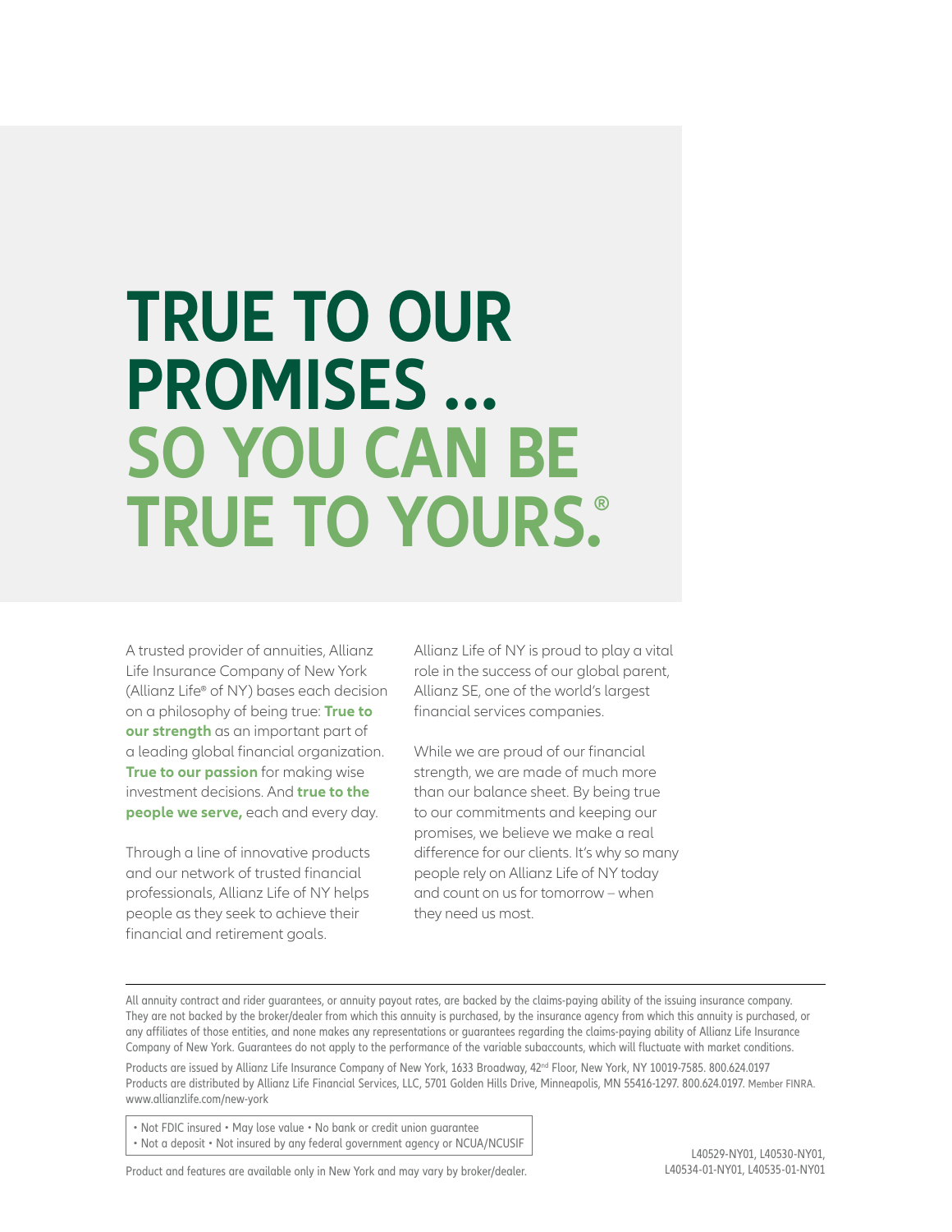# TRUE TO OUR PROMISES ... SO YOU CAN BE TRUE TO YOURS.®

A trusted provider of annuities, Allianz Life Insurance Company of New York (Allianz Life® of NY) bases each decision on a philosophy of being true: **True to our strength** as an important part of a leading global financial organization. **True to our passion** for making wise investment decisions. And **true to the people we serve,** each and every day.

Through a line of innovative products and our network of trusted financial professionals, Allianz Life of NY helps people as they seek to achieve their financial and retirement goals.

Allianz Life of NY is proud to play a vital role in the success of our global parent, Allianz SE, one of the world's largest financial services companies.

While we are proud of our financial strength, we are made of much more than our balance sheet. By being true to our commitments and keeping our promises, we believe we make a real difference for our clients. It's why so many people rely on Allianz Life of NY today and count on us for tomorrow – when they need us most.

---

All annuity contract and rider guarantees, or annuity payout rates, are backed by the claims-paying ability of the issuing insurance company. They are not backed by the broker/dealer from which this annuity is purchased, by the insurance agency from which this annuity is purchased, or any affiliates of those entities, and none makes any representations or guarantees regarding the claims-paying ability of Allianz Life Insurance Company of New York. Guarantees do not apply to the performance of the variable subaccounts, which will fluctuate with market conditions.

Products are issued by Allianz Life Insurance Company of New York, 1633 Broadway, 42nd Floor, New York, NY 10019-7585. 800.624.0197
Products are distributed by Allianz Life Financial Services, LLC, 5701 Golden Hills Drive, Minneapolis, MN 55416-1297. 800.624.0197. Member FINRA.
www.allianzlife.com/new-york

• Not FDIC insured • May lose value • No bank or credit union guarantee
• Not a deposit • Not insured by any federal government agency or NCUA/NCUSIF

Product and features are available only in New York and may vary by broker/dealer.

L40529-NY01, L40530-NY01, L40534-01-NY01, L40535-01-NY01